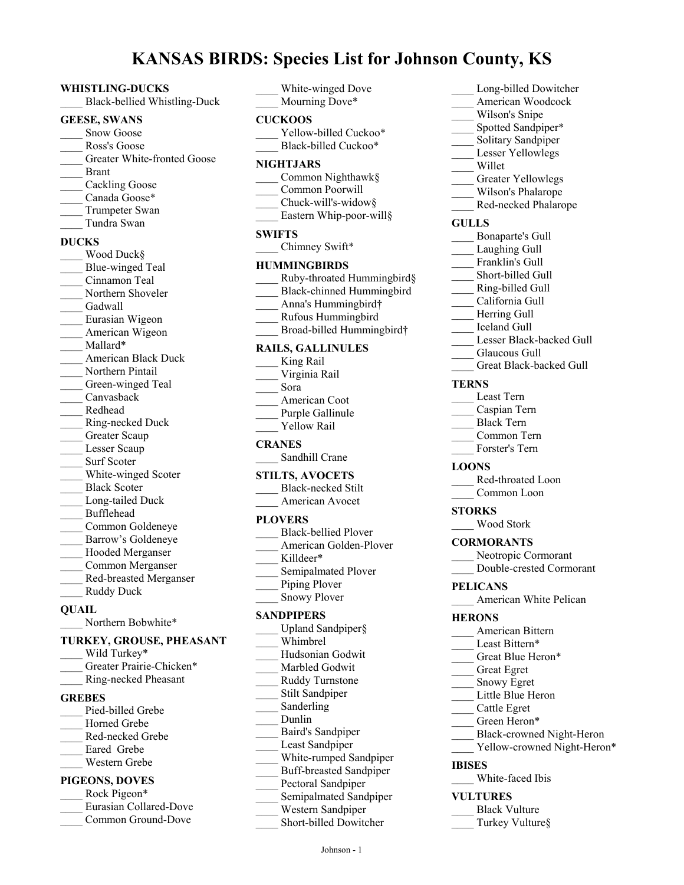# KANSAS BIRDS: Species List for Johnson County, KS

**WHISTLING-DUCKS**
____ Black-bellied Whistling-Duck

**GEESE, SWANS**
____ Snow Goose
____ Ross's Goose
____ Greater White-fronted Goose
____ Brant
____ Cackling Goose
____ Canada Goose*
____ Trumpeter Swan
____ Tundra Swan

**DUCKS**
____ Wood Duck§
____ Blue-winged Teal
____ Cinnamon Teal
____ Northern Shoveler
____ Gadwall
____ Eurasian Wigeon
____ American Wigeon
____ Mallard*
____ American Black Duck
____ Northern Pintail
____ Green-winged Teal
____ Canvasback
____ Redhead
____ Ring-necked Duck
____ Greater Scaup
____ Lesser Scaup
____ Surf Scoter
____ White-winged Scoter
____ Black Scoter
____ Long-tailed Duck
____ Bufflehead
____ Common Goldeneye
____ Barrow’s Goldeneye
____ Hooded Merganser
____ Common Merganser
____ Red-breasted Merganser
____ Ruddy Duck

**QUAIL**
____ Northern Bobwhite*

**TURKEY, GROUSE, PHEASANT**
____ Wild Turkey*
____ Greater Prairie-Chicken*
____ Ring-necked Pheasant

**GREBES**
____ Pied-billed Grebe
____ Horned Grebe
____ Red-necked Grebe
____ Eared Grebe
____ Western Grebe

**PIGEONS, DOVES**
____ Rock Pigeon*
____ Eurasian Collared-Dove
____ Common Ground-Dove
____ White-winged Dove
____ Mourning Dove*

**CUCKOOS**
____ Yellow-billed Cuckoo*
____ Black-billed Cuckoo*

**NIGHTJARS**
____ Common Nighthawk§
____ Common Poorwill
____ Chuck-will's-widow§
____ Eastern Whip-poor-will§

**SWIFTS**
____ Chimney Swift*

**HUMMINGBIRDS**
____ Ruby-throated Hummingbird§
____ Black-chinned Hummingbird
____ Anna's Hummingbird†
____ Rufous Hummingbird
____ Broad-billed Hummingbird†

**RAILS, GALLINULES**
____ King Rail
____ Virginia Rail
____ Sora
____ American Coot
____ Purple Gallinule
____ Yellow Rail

**CRANES**
____ Sandhill Crane

**STILTS, AVOCETS**
____ Black-necked Stilt
____ American Avocet

**PLOVERS**
____ Black-bellied Plover
____ American Golden-Plover
____ Killdeer*
____ Semipalmated Plover
____ Piping Plover
____ Snowy Plover

**SANDPIPERS**
____ Upland Sandpiper§
____ Whimbrel
____ Hudsonian Godwit
____ Marbled Godwit
____ Ruddy Turnstone
____ Stilt Sandpiper
____ Sanderling
____ Dunlin
____ Baird's Sandpiper
____ Least Sandpiper
____ White-rumped Sandpiper
____ Buff-breasted Sandpiper
____ Pectoral Sandpiper
____ Semipalmated Sandpiper
____ Western Sandpiper
____ Short-billed Dowitcher
____ Long-billed Dowitcher
____ American Woodcock
____ Wilson's Snipe
____ Spotted Sandpiper*
____ Solitary Sandpiper
____ Lesser Yellowlegs
____ Willet
____ Greater Yellowlegs
____ Wilson's Phalarope
____ Red-necked Phalarope

**GULLS**
____ Bonaparte's Gull
____ Laughing Gull
____ Franklin's Gull
____ Short-billed Gull
____ Ring-billed Gull
____ California Gull
____ Herring Gull
____ Iceland Gull
____ Lesser Black-backed Gull
____ Glaucous Gull
____ Great Black-backed Gull

**TERNS**
____ Least Tern
____ Caspian Tern
____ Black Tern
____ Common Tern
____ Forster's Tern

**LOONS**
____ Red-throated Loon
____ Common Loon

**STORKS**
____ Wood Stork

**CORMORANTS**
____ Neotropic Cormorant
____ Double-crested Cormorant

**PELICANS**
____ American White Pelican

**HERONS**
____ American Bittern
____ Least Bittern*
____ Great Blue Heron*
____ Great Egret
____ Snowy Egret
____ Little Blue Heron
____ Cattle Egret
____ Green Heron*
____ Black-crowned Night-Heron
____ Yellow-crowned Night-Heron*

**IBISES**
____ White-faced Ibis

**VULTURES**
____ Black Vulture
____ Turkey Vulture§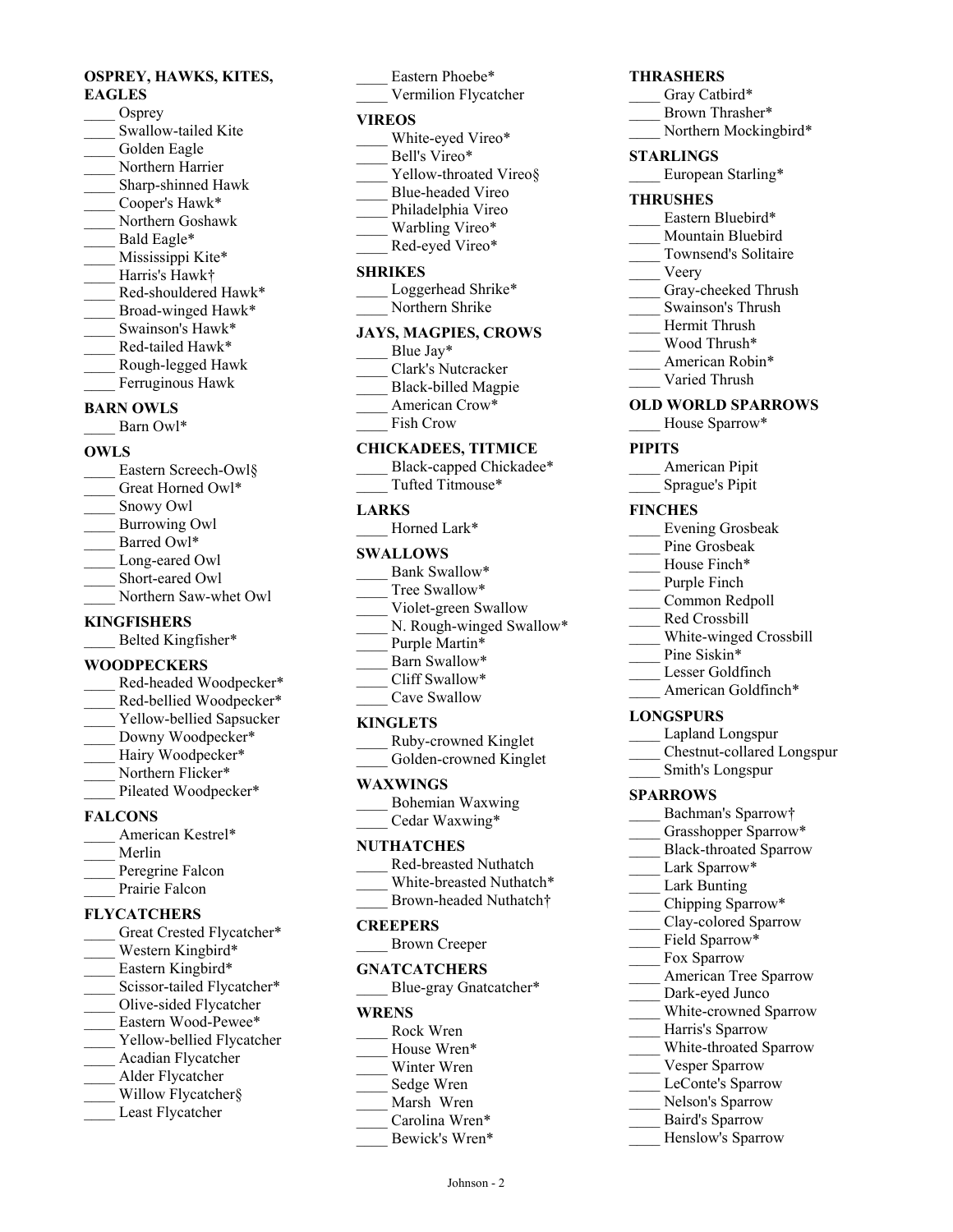**OSPREY, HAWKS, KITES, EAGLES**

____ Osprey
____ Swallow-tailed Kite
____ Golden Eagle
____ Northern Harrier
____ Sharp-shinned Hawk
____ Cooper's Hawk*
____ Northern Goshawk
____ Bald Eagle*
____ Mississippi Kite*
____ Harris's Hawk†
____ Red-shouldered Hawk*
____ Broad-winged Hawk*
____ Swainson's Hawk*
____ Red-tailed Hawk*
____ Rough-legged Hawk
____ Ferruginous Hawk

**BARN OWLS**

____ Barn Owl*

**OWLS**

____ Eastern Screech-Owl§
____ Great Horned Owl*
____ Snowy Owl
____ Burrowing Owl
____ Barred Owl*
____ Long-eared Owl
____ Short-eared Owl
____ Northern Saw-whet Owl

**KINGFISHERS**

____ Belted Kingfisher*

**WOODPECKERS**

____ Red-headed Woodpecker*
____ Red-bellied Woodpecker*
____ Yellow-bellied Sapsucker
____ Downy Woodpecker*
____ Hairy Woodpecker*
____ Northern Flicker*
____ Pileated Woodpecker*

**FALCONS**

____ American Kestrel*
____ Merlin
____ Peregrine Falcon
____ Prairie Falcon

**FLYCATCHERS**

____ Great Crested Flycatcher*
____ Western Kingbird*
____ Eastern Kingbird*
____ Scissor-tailed Flycatcher*
____ Olive-sided Flycatcher
____ Eastern Wood-Pewee*
____ Yellow-bellied Flycatcher
____ Acadian Flycatcher
____ Alder Flycatcher
____ Willow Flycatcher§
____ Least Flycatcher
____ Eastern Phoebe*
____ Vermilion Flycatcher

**VIREOS**

____ White-eyed Vireo*
____ Bell's Vireo*
____ Yellow-throated Vireo§
____ Blue-headed Vireo
____ Philadelphia Vireo
____ Warbling Vireo*
____ Red-eyed Vireo*

**SHRIKES**

____ Loggerhead Shrike*
____ Northern Shrike

**JAYS, MAGPIES, CROWS**

____ Blue Jay*
____ Clark's Nutcracker
____ Black-billed Magpie
____ American Crow*
____ Fish Crow

**CHICKADEES, TITMICE**

____ Black-capped Chickadee*
____ Tufted Titmouse*

**LARKS**

____ Horned Lark*

**SWALLOWS**

____ Bank Swallow*
____ Tree Swallow*
____ Violet-green Swallow
____ N. Rough-winged Swallow*
____ Purple Martin*
____ Barn Swallow*
____ Cliff Swallow*
____ Cave Swallow

**KINGLETS**

____ Ruby-crowned Kinglet
____ Golden-crowned Kinglet

**WAXWINGS**

____ Bohemian Waxwing
____ Cedar Waxwing*

**NUTHATCHES**

____ Red-breasted Nuthatch
____ White-breasted Nuthatch*
____ Brown-headed Nuthatch†

**CREEPERS**

____ Brown Creeper

**GNATCATCHERS**

____ Blue-gray Gnatcatcher*

**WRENS**

____ Rock Wren
____ House Wren*
____ Winter Wren
____ Sedge Wren
____ Marsh Wren
____ Carolina Wren*
____ Bewick's Wren*

**THRASHERS**

____ Gray Catbird*
____ Brown Thrasher*
____ Northern Mockingbird*

**STARLINGS**

____ European Starling*

**THRUSHES**

____ Eastern Bluebird*
____ Mountain Bluebird
____ Townsend's Solitaire
____ Veery
____ Gray-cheeked Thrush
____ Swainson's Thrush
____ Hermit Thrush
____ Wood Thrush*
____ American Robin*
____ Varied Thrush

**OLD WORLD SPARROWS**

____ House Sparrow*

**PIPITS**

____ American Pipit
____ Sprague's Pipit

**FINCHES**

____ Evening Grosbeak
____ Pine Grosbeak
____ House Finch*
____ Purple Finch
____ Common Redpoll
____ Red Crossbill
____ White-winged Crossbill
____ Pine Siskin*
____ Lesser Goldfinch
____ American Goldfinch*

**LONGSPURS**

____ Lapland Longspur
____ Chestnut-collared Longspur
____ Smith's Longspur

**SPARROWS**

____ Bachman's Sparrow†
____ Grasshopper Sparrow*
____ Black-throated Sparrow
____ Lark Sparrow*
____ Lark Bunting
____ Chipping Sparrow*
____ Clay-colored Sparrow
____ Field Sparrow*
____ Fox Sparrow
____ American Tree Sparrow
____ Dark-eyed Junco
____ White-crowned Sparrow
____ Harris's Sparrow
____ White-throated Sparrow
____ Vesper Sparrow
____ LeConte's Sparrow
____ Nelson's Sparrow
____ Baird's Sparrow
____ Henslow's Sparrow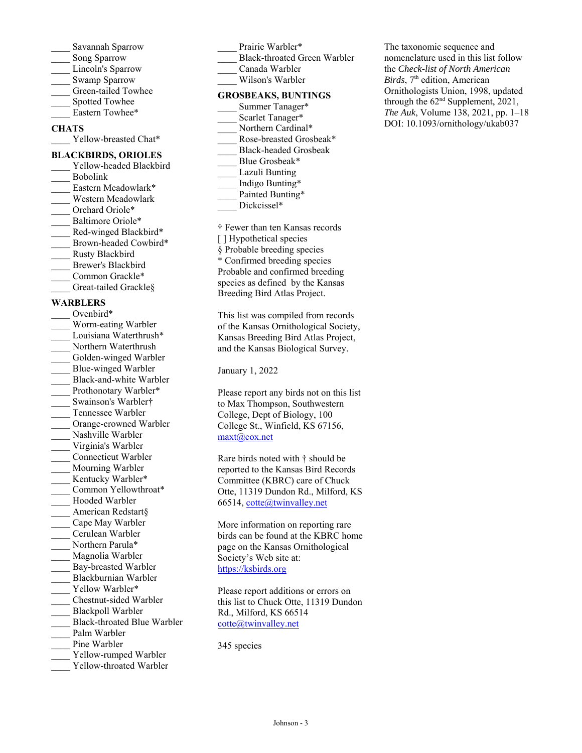____ Savannah Sparrow
____ Song Sparrow
____ Lincoln's Sparrow
____ Swamp Sparrow
____ Green-tailed Towhee
____ Spotted Towhee
____ Eastern Towhee*

**CHATS**

____ Yellow-breasted Chat*

**BLACKBIRDS, ORIOLES**

____ Yellow-headed Blackbird
____ Bobolink
____ Eastern Meadowlark*
____ Western Meadowlark
____ Orchard Oriole*
____ Baltimore Oriole*
____ Red-winged Blackbird*
____ Brown-headed Cowbird*
____ Rusty Blackbird
____ Brewer's Blackbird
____ Common Grackle*
____ Great-tailed Grackle§

**WARBLERS**

____ Ovenbird*
____ Worm-eating Warbler
____ Louisiana Waterthrush*
____ Northern Waterthrush
____ Golden-winged Warbler
____ Blue-winged Warbler
____ Black-and-white Warbler
____ Prothonotary Warbler*
____ Swainson's Warbler†
____ Tennessee Warbler
____ Orange-crowned Warbler
____ Nashville Warbler
____ Virginia's Warbler
____ Connecticut Warbler
____ Mourning Warbler
____ Kentucky Warbler*
____ Common Yellowthroat*
____ Hooded Warbler
____ American Redstart§
____ Cape May Warbler
____ Cerulean Warbler
____ Northern Parula*
____ Magnolia Warbler
____ Bay-breasted Warbler
____ Blackburnian Warbler
____ Yellow Warbler*
____ Chestnut-sided Warbler
____ Blackpoll Warbler
____ Black-throated Blue Warbler
____ Palm Warbler
____ Pine Warbler
____ Yellow-rumped Warbler
____ Yellow-throated Warbler
____ Prairie Warbler*
____ Black-throated Green Warbler
____ Canada Warbler
____ Wilson's Warbler

**GROSBEAKS, BUNTINGS**

____ Summer Tanager*
____ Scarlet Tanager*
____ Northern Cardinal*
____ Rose-breasted Grosbeak*
____ Black-headed Grosbeak
____ Blue Grosbeak*
____ Lazuli Bunting
____ Indigo Bunting*
____ Painted Bunting*
____ Dickcissel*

† Fewer than ten Kansas records
[ ] Hypothetical species
§ Probable breeding species
* Confirmed breeding species
Probable and confirmed breeding species as defined by the Kansas Breeding Bird Atlas Project.

This list was compiled from records of the Kansas Ornithological Society, Kansas Breeding Bird Atlas Project, and the Kansas Biological Survey.

January 1, 2022

Please report any birds not on this list to Max Thompson, Southwestern College, Dept of Biology, 100 College St., Winfield, KS 67156, maxt@cox.net

Rare birds noted with † should be reported to the Kansas Bird Records Committee (KBRC) care of Chuck Otte, 11319 Dundon Rd., Milford, KS 66514, cotte@twinvalley.net

More information on reporting rare birds can be found at the KBRC home page on the Kansas Ornithological Society's Web site at: https://ksbirds.org

Please report additions or errors on this list to Chuck Otte, 11319 Dundon Rd., Milford, KS 66514 cotte@twinvalley.net

345 species

The taxonomic sequence and nomenclature used in this list follow the *Check-list of North American Birds*, 7th edition, American Ornithologists Union, 1998, updated through the 62nd Supplement, 2021, *The Auk*, Volume 138, 2021, pp. 1–18 DOI: 10.1093/ornithology/ukab037